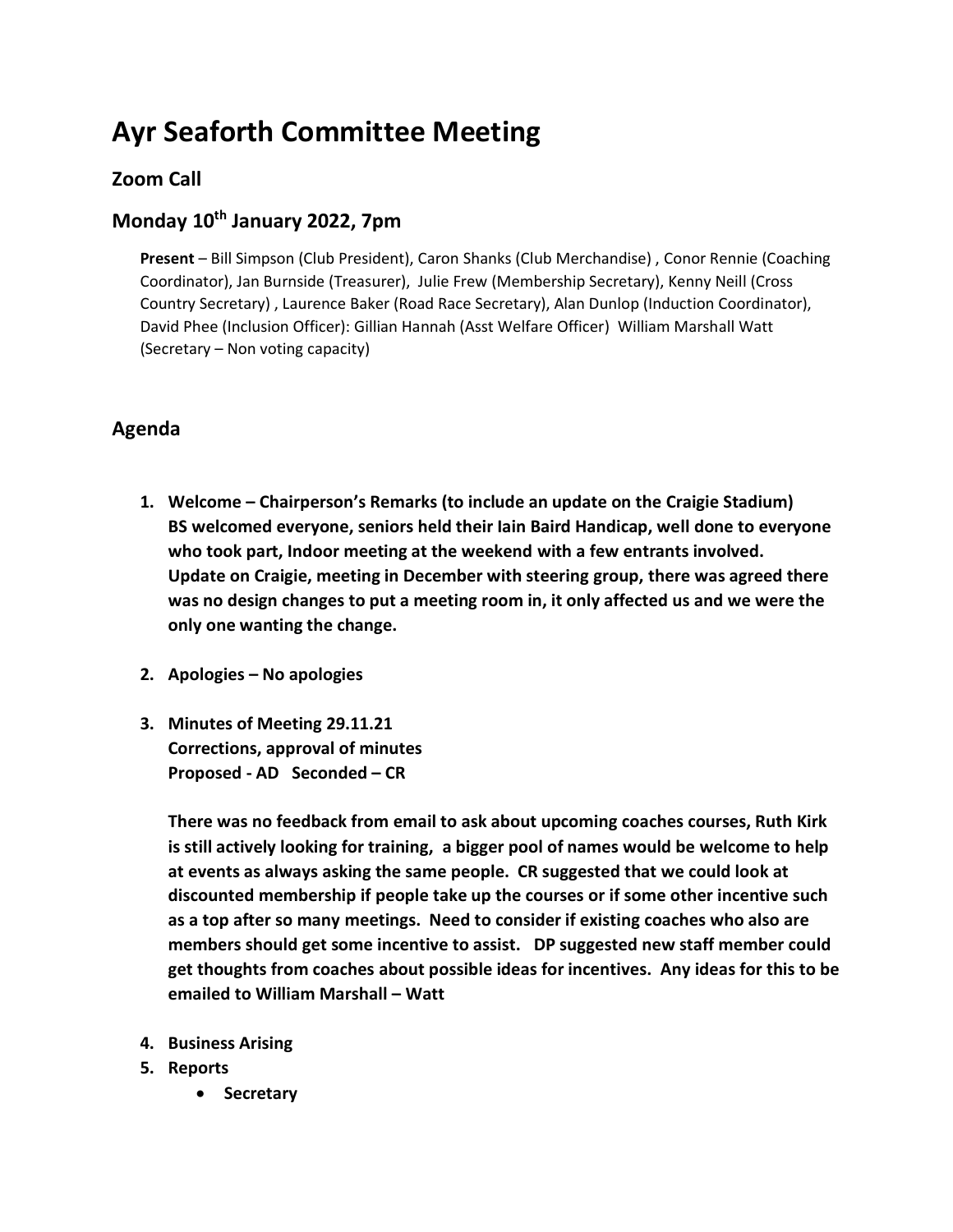# Ayr Seaforth Committee Meeting

## Zoom Call

## Monday 10th January 2022, 7pm

**Present** – Bill Simpson (Club President), Caron Shanks (Club Merchandise) , Conor Rennie (Coaching Coordinator), Jan Burnside (Treasurer), Julie Frew (Membership Secretary), Kenny Neill (Cross Country Secretary) , Laurence Baker (Road Race Secretary), Alan Dunlop (Induction Coordinator), David Phee (Inclusion Officer): Gillian Hannah (Asst Welfare Officer) William Marshall Watt (Secretary – Non voting capacity)

## Agenda

1. **Welcome – Chairperson's Remarks (to include an update on the Craigie Stadium)**
   **BS welcomed everyone, seniors held their Iain Baird Handicap, well done to everyone who took part, Indoor meeting at the weekend with a few entrants involved.**
   **Update on Craigie, meeting in December with steering group, there was agreed there was no design changes to put a meeting room in, it only affected us and we were the only one wanting the change.**

2. **Apologies – No apologies**

3. **Minutes of Meeting 29.11.21**
   **Corrections, approval of minutes**
   **Proposed - AD Seconded – CR**

   **There was no feedback from email to ask about upcoming coaches courses, Ruth Kirk is still actively looking for training, a bigger pool of names would be welcome to help at events as always asking the same people. CR suggested that we could look at discounted membership if people take up the courses or if some other incentive such as a top after so many meetings. Need to consider if existing coaches who also are members should get some incentive to assist. DP suggested new staff member could get thoughts from coaches about possible ideas for incentives. Any ideas for this to be emailed to William Marshall – Watt**

4. **Business Arising**
5. **Reports**
   - **Secretary**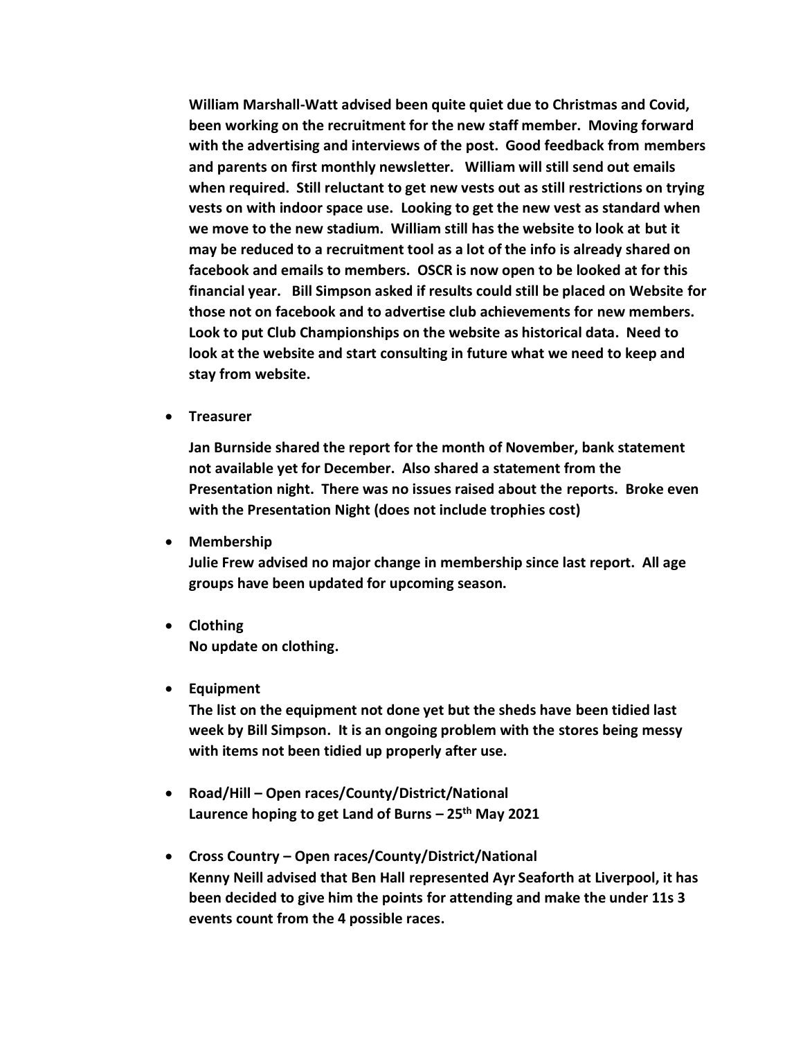**William Marshall-Watt advised been quite quiet due to Christmas and Covid, been working on the recruitment for the new staff member. Moving forward with the advertising and interviews of the post. Good feedback from members and parents on first monthly newsletter. William will still send out emails when required. Still reluctant to get new vests out as still restrictions on trying vests on with indoor space use. Looking to get the new vest as standard when we move to the new stadium. William still has the website to look at but it may be reduced to a recruitment tool as a lot of the info is already shared on facebook and emails to members. OSCR is now open to be looked at for this financial year. Bill Simpson asked if results could still be placed on Website for those not on facebook and to advertise club achievements for new members. Look to put Club Championships on the website as historical data. Need to look at the website and start consulting in future what we need to keep and stay from website.**

- **Treasurer**

  **Jan Burnside shared the report for the month of November, bank statement not available yet for December. Also shared a statement from the Presentation night. There was no issues raised about the reports. Broke even with the Presentation Night (does not include trophies cost)**

- **Membership**
  **Julie Frew advised no major change in membership since last report. All age groups have been updated for upcoming season.**

- **Clothing**
  **No update on clothing.**

- **Equipment**
  **The list on the equipment not done yet but the sheds have been tidied last week by Bill Simpson. It is an ongoing problem with the stores being messy with items not been tidied up properly after use.**

- **Road/Hill – Open races/County/District/National**
  **Laurence hoping to get Land of Burns – 25th May 2021**

- **Cross Country – Open races/County/District/National**
  **Kenny Neill advised that Ben Hall represented Ayr Seaforth at Liverpool, it has been decided to give him the points for attending and make the under 11s 3 events count from the 4 possible races.**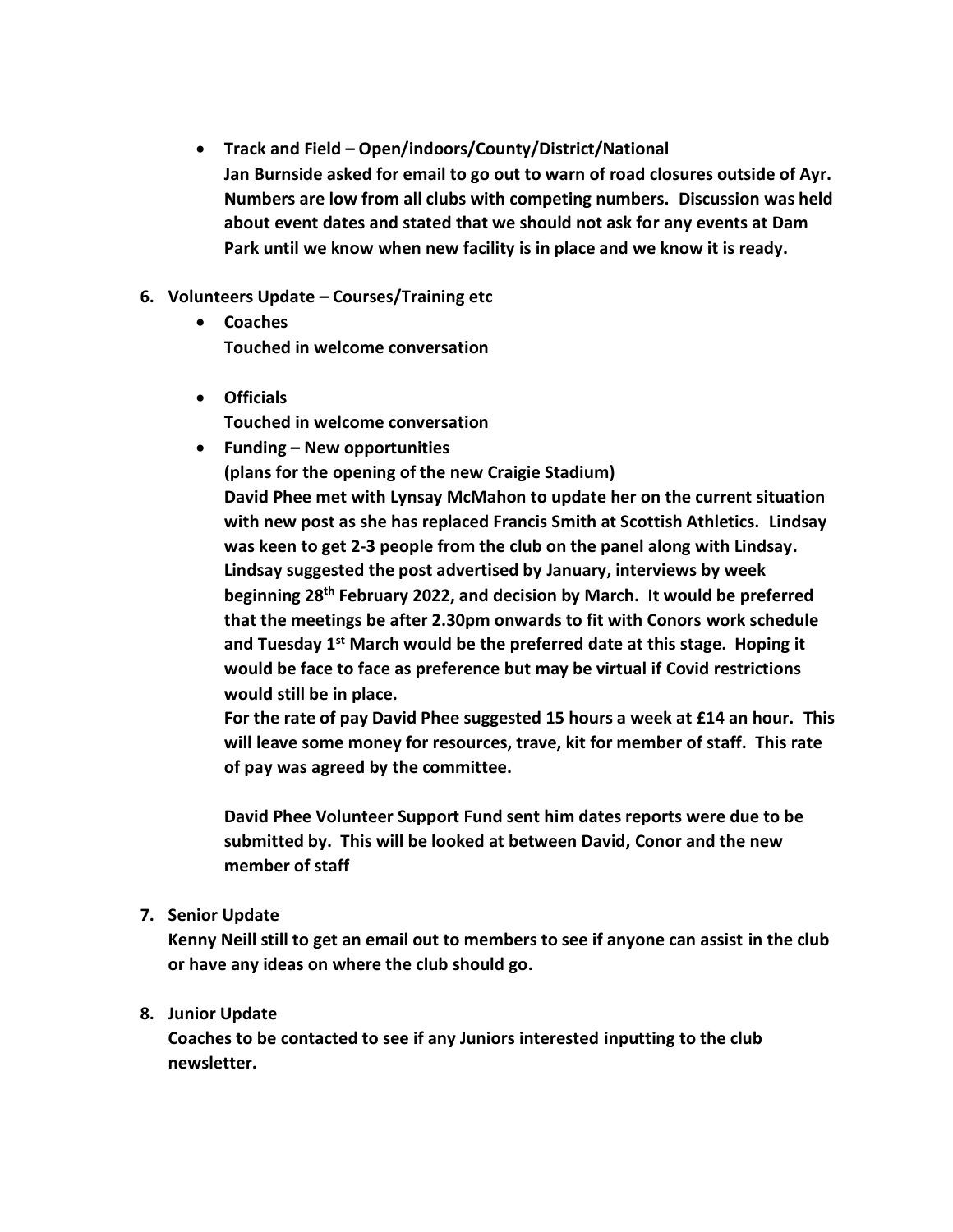- **Track and Field – Open/indoors/County/District/National**
  **Jan Burnside asked for email to go out to warn of road closures outside of Ayr. Numbers are low from all clubs with competing numbers. Discussion was held about event dates and stated that we should not ask for any events at Dam Park until we know when new facility is in place and we know it is ready.**

**6. Volunteers Update – Courses/Training etc**

- **Coaches**
  **Touched in welcome conversation**

- **Officials**
  **Touched in welcome conversation**

- **Funding – New opportunities**
  **(plans for the opening of the new Craigie Stadium)**
  **David Phee met with Lynsay McMahon to update her on the current situation with new post as she has replaced Francis Smith at Scottish Athletics. Lindsay was keen to get 2-3 people from the club on the panel along with Lindsay. Lindsay suggested the post advertised by January, interviews by week beginning 28th February 2022, and decision by March. It would be preferred that the meetings be after 2.30pm onwards to fit with Conors work schedule and Tuesday 1st March would be the preferred date at this stage. Hoping it would be face to face as preference but may be virtual if Covid restrictions would still be in place.**
  **For the rate of pay David Phee suggested 15 hours a week at £14 an hour. This will leave some money for resources, trave, kit for member of staff. This rate of pay was agreed by the committee.**

  **David Phee Volunteer Support Fund sent him dates reports were due to be submitted by. This will be looked at between David, Conor and the new member of staff**

**7. Senior Update**
**Kenny Neill still to get an email out to members to see if anyone can assist in the club or have any ideas on where the club should go.**

**8. Junior Update**
**Coaches to be contacted to see if any Juniors interested inputting to the club newsletter.**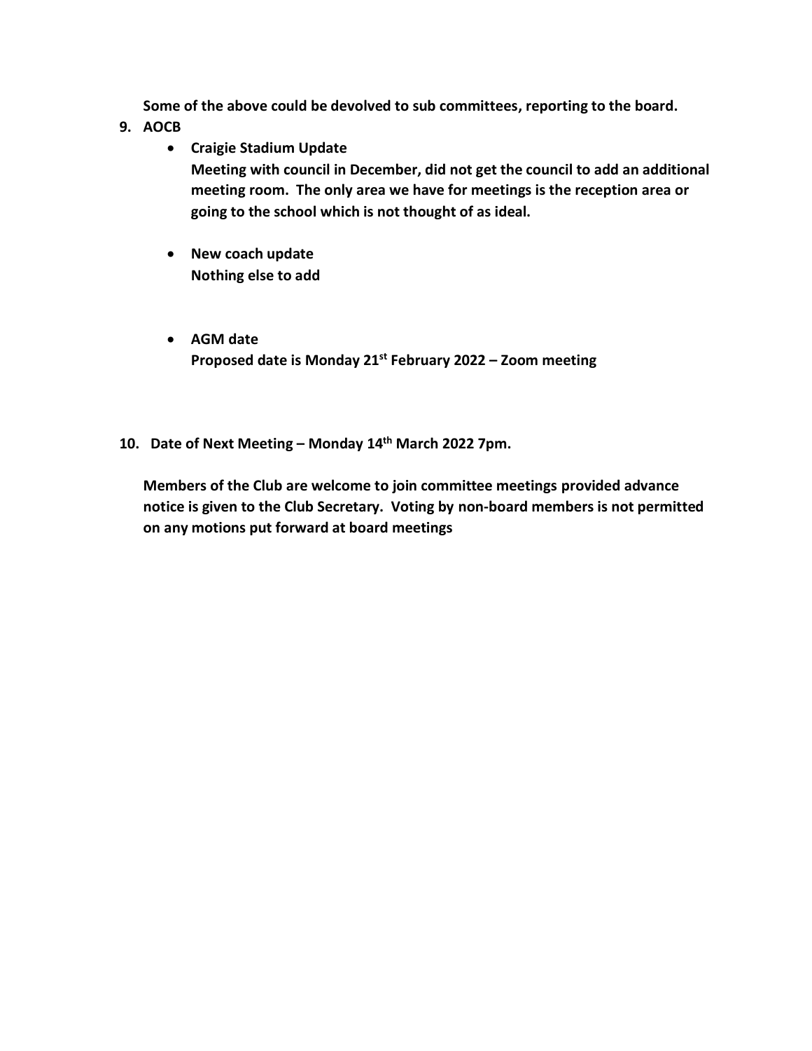**Some of the above could be devolved to sub committees, reporting to the board.**

**9. AOCB**

- **Craigie Stadium Update**
  **Meeting with council in December, did not get the council to add an additional meeting room. The only area we have for meetings is the reception area or going to the school which is not thought of as ideal.**

- **New coach update**
  **Nothing else to add**

- **AGM date**
  **Proposed date is Monday 21st February 2022 – Zoom meeting**

**10. Date of Next Meeting – Monday 14th March 2022 7pm.**

**Members of the Club are welcome to join committee meetings provided advance notice is given to the Club Secretary. Voting by non-board members is not permitted on any motions put forward at board meetings**